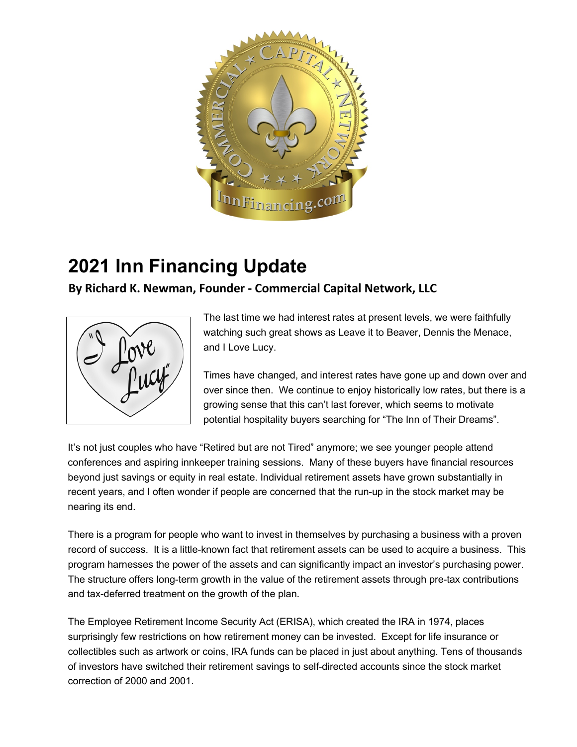# 2021 Inn Financing Update

**By Richard K. Newman, Founder - Commercial Capital Network, LLC**

The last time we had interest rates at present levels, we were faithfully watching such great shows as Leave it to Beaver, Dennis the Menace, and I Love Lucy.

Times have changed, and interest rates have gone up and down over and over since then. We continue to enjoy historically low rates, but there is a growing sense that this can't last forever, which seems to motivate potential hospitality buyers searching for "The Inn of Their Dreams".

It's not just couples who have "Retired but are not Tired" anymore; we see younger people attend conferences and aspiring innkeeper training sessions. Many of these buyers have financial resources beyond just savings or equity in real estate. Individual retirement assets have grown substantially in recent years, and I often wonder if people are concerned that the run-up in the stock market may be nearing its end.

There is a program for people who want to invest in themselves by purchasing a business with a proven record of success. It is a little-known fact that retirement assets can be used to acquire a business. This program harnesses the power of the assets and can significantly impact an investor's purchasing power. The structure offers long-term growth in the value of the retirement assets through pre-tax contributions and tax-deferred treatment on the growth of the plan.

The Employee Retirement Income Security Act (ERISA), which created the IRA in 1974, places surprisingly few restrictions on how retirement money can be invested. Except for life insurance or collectibles such as artwork or coins, IRA funds can be placed in just about anything. Tens of thousands of investors have switched their retirement savings to self-directed accounts since the stock market correction of 2000 and 2001.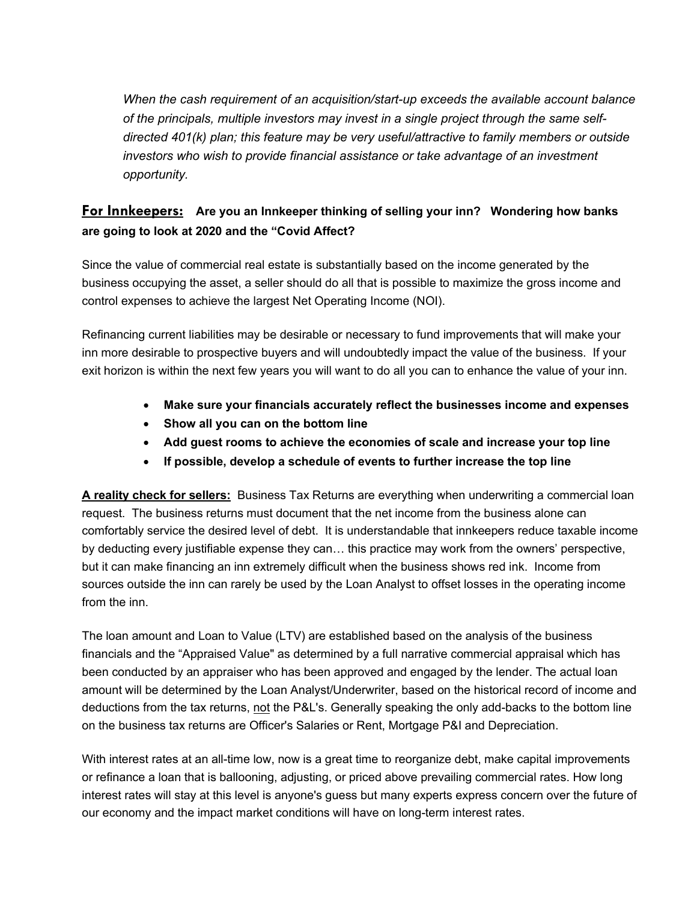*When the cash requirement of an acquisition/start-up exceeds the available account balance of the principals, multiple investors may invest in a single project through the same self-directed 401(k) plan; this feature may be very useful/attractive to family members or outside investors who wish to provide financial assistance or take advantage of an investment opportunity.*

## <u>For Innkeepers:</u> **Are you an Innkeeper thinking of selling your inn? Wondering how banks are going to look at 2020 and the "Covid Affect?**

Since the value of commercial real estate is substantially based on the income generated by the business occupying the asset, a seller should do all that is possible to maximize the gross income and control expenses to achieve the largest Net Operating Income (NOI).

Refinancing current liabilities may be desirable or necessary to fund improvements that will make your inn more desirable to prospective buyers and will undoubtedly impact the value of the business. If your exit horizon is within the next few years you will want to do all you can to enhance the value of your inn.

- **Make sure your financials accurately reflect the businesses income and expenses**
- **Show all you can on the bottom line**
- **Add guest rooms to achieve the economies of scale and increase your top line**
- **If possible, develop a schedule of events to further increase the top line**

**<u>A reality check for sellers:</u>** Business Tax Returns are everything when underwriting a commercial loan request. The business returns must document that the net income from the business alone can comfortably service the desired level of debt. It is understandable that innkeepers reduce taxable income by deducting every justifiable expense they can… this practice may work from the owners' perspective, but it can make financing an inn extremely difficult when the business shows red ink. Income from sources outside the inn can rarely be used by the Loan Analyst to offset losses in the operating income from the inn.

The loan amount and Loan to Value (LTV) are established based on the analysis of the business financials and the "Appraised Value" as determined by a full narrative commercial appraisal which has been conducted by an appraiser who has been approved and engaged by the lender. The actual loan amount will be determined by the Loan Analyst/Underwriter, based on the historical record of income and deductions from the tax returns, <u>not</u> the P&L's. Generally speaking the only add-backs to the bottom line on the business tax returns are Officer's Salaries or Rent, Mortgage P&I and Depreciation.

With interest rates at an all-time low, now is a great time to reorganize debt, make capital improvements or refinance a loan that is ballooning, adjusting, or priced above prevailing commercial rates. How long interest rates will stay at this level is anyone's guess but many experts express concern over the future of our economy and the impact market conditions will have on long-term interest rates.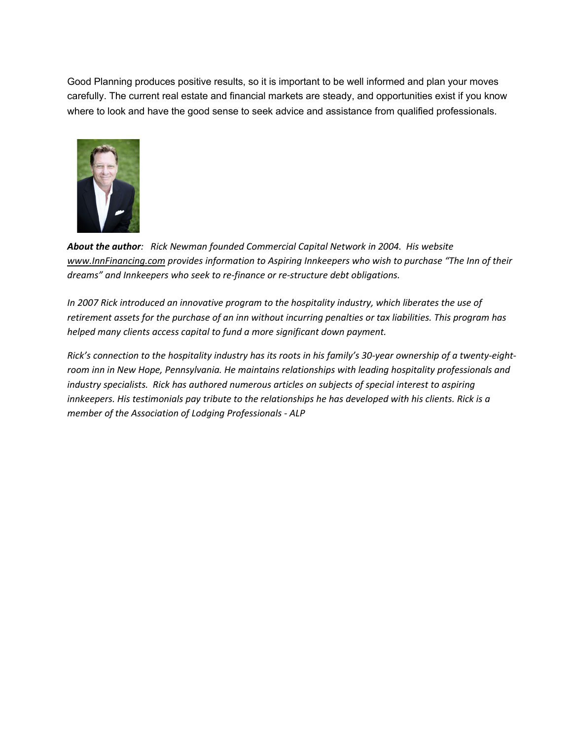Good Planning produces positive results, so it is important to be well informed and plan your moves carefully. The current real estate and financial markets are steady, and opportunities exist if you know where to look and have the good sense to seek advice and assistance from qualified professionals.

***About the author***: *Rick Newman founded Commercial Capital Network in 2004. His website www.InnFinancing.com provides information to Aspiring Innkeepers who wish to purchase "The Inn of their dreams" and Innkeepers who seek to re-finance or re-structure debt obligations.*

*In 2007 Rick introduced an innovative program to the hospitality industry, which liberates the use of retirement assets for the purchase of an inn without incurring penalties or tax liabilities. This program has helped many clients access capital to fund a more significant down payment.*

*Rick's connection to the hospitality industry has its roots in his family's 30-year ownership of a twenty-eight-room inn in New Hope, Pennsylvania. He maintains relationships with leading hospitality professionals and industry specialists. Rick has authored numerous articles on subjects of special interest to aspiring innkeepers. His testimonials pay tribute to the relationships he has developed with his clients. Rick is a member of the Association of Lodging Professionals - ALP*